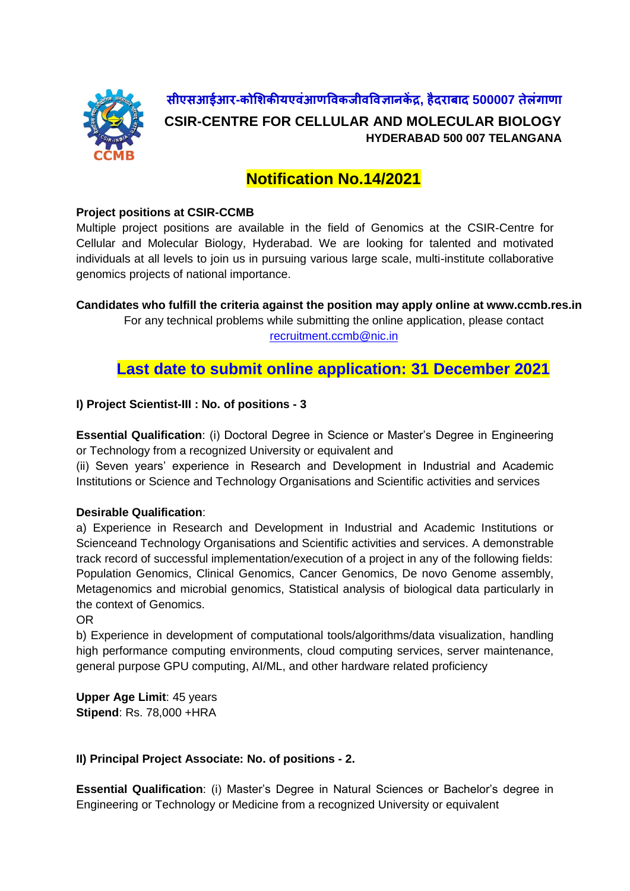# सीएसआईआर-कोशिकीयएवंआणविकजीवविज्ञानकेंद्र, हैदराबाद 500007 तेलंगाणा

## CSIR-CENTRE FOR CELLULAR AND MOLECULAR BIOLOGY

### HYDERABAD 500 007 TELANGANA

## Notification No.14/2021

**Project positions at CSIR-CCMB**

Multiple project positions are available in the field of Genomics at the CSIR-Centre for Cellular and Molecular Biology, Hyderabad. We are looking for talented and motivated individuals at all levels to join us in pursuing various large scale, multi-institute collaborative genomics projects of national importance.

**Candidates who fulfill the criteria against the position may apply online at www.ccmb.res.in**

For any technical problems while submitting the online application, please contact recruitment.ccmb@nic.in

## Last date to submit online application: 31 December 2021

**I) Project Scientist-III : No. of positions - 3**

**Essential Qualification**: (i) Doctoral Degree in Science or Master's Degree in Engineering or Technology from a recognized University or equivalent and

(ii) Seven years' experience in Research and Development in Industrial and Academic Institutions or Science and Technology Organisations and Scientific activities and services

**Desirable Qualification**:

a) Experience in Research and Development in Industrial and Academic Institutions or Scienceand Technology Organisations and Scientific activities and services. A demonstrable track record of successful implementation/execution of a project in any of the following fields: Population Genomics, Clinical Genomics, Cancer Genomics, De novo Genome assembly, Metagenomics and microbial genomics, Statistical analysis of biological data particularly in the context of Genomics.

OR

b) Experience in development of computational tools/algorithms/data visualization, handling high performance computing environments, cloud computing services, server maintenance, general purpose GPU computing, AI/ML, and other hardware related proficiency

**Upper Age Limit**: 45 years

**Stipend**: Rs. 78,000 +HRA

**II) Principal Project Associate: No. of positions - 2.**

**Essential Qualification**: (i) Master's Degree in Natural Sciences or Bachelor's degree in Engineering or Technology or Medicine from a recognized University or equivalent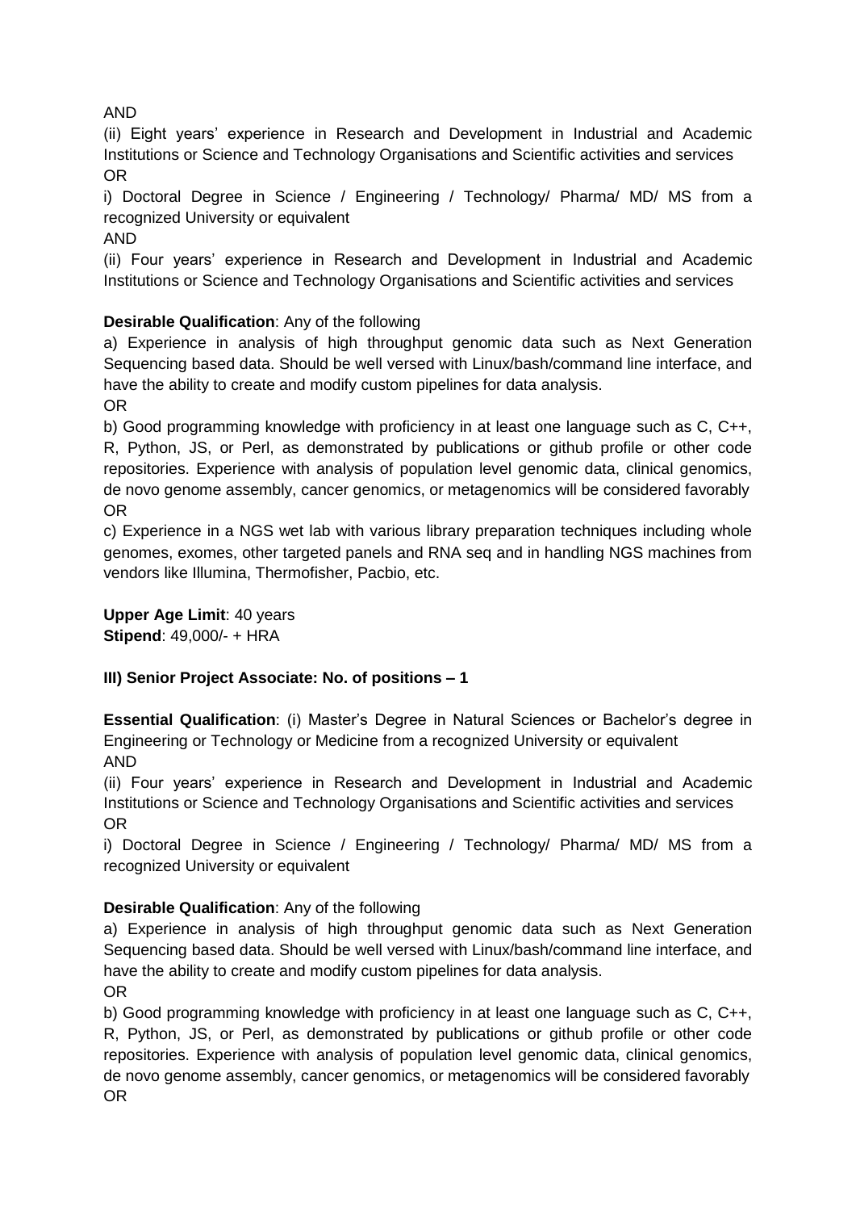AND

(ii) Eight years' experience in Research and Development in Industrial and Academic Institutions or Science and Technology Organisations and Scientific activities and services

OR

i) Doctoral Degree in Science / Engineering / Technology/ Pharma/ MD/ MS from a recognized University or equivalent

AND

(ii) Four years' experience in Research and Development in Industrial and Academic Institutions or Science and Technology Organisations and Scientific activities and services

**Desirable Qualification**: Any of the following

a) Experience in analysis of high throughput genomic data such as Next Generation Sequencing based data. Should be well versed with Linux/bash/command line interface, and have the ability to create and modify custom pipelines for data analysis.

OR

b) Good programming knowledge with proficiency in at least one language such as C, C++, R, Python, JS, or Perl, as demonstrated by publications or github profile or other code repositories. Experience with analysis of population level genomic data, clinical genomics, de novo genome assembly, cancer genomics, or metagenomics will be considered favorably

OR

c) Experience in a NGS wet lab with various library preparation techniques including whole genomes, exomes, other targeted panels and RNA seq and in handling NGS machines from vendors like Illumina, Thermofisher, Pacbio, etc.

**Upper Age Limit**: 40 years
**Stipend**: 49,000/- + HRA

**III) Senior Project Associate: No. of positions – 1**

**Essential Qualification**: (i) Master's Degree in Natural Sciences or Bachelor's degree in Engineering or Technology or Medicine from a recognized University or equivalent

AND

(ii) Four years' experience in Research and Development in Industrial and Academic Institutions or Science and Technology Organisations and Scientific activities and services

OR

i) Doctoral Degree in Science / Engineering / Technology/ Pharma/ MD/ MS from a recognized University or equivalent

**Desirable Qualification**: Any of the following

a) Experience in analysis of high throughput genomic data such as Next Generation Sequencing based data. Should be well versed with Linux/bash/command line interface, and have the ability to create and modify custom pipelines for data analysis.

OR

b) Good programming knowledge with proficiency in at least one language such as C, C++, R, Python, JS, or Perl, as demonstrated by publications or github profile or other code repositories. Experience with analysis of population level genomic data, clinical genomics, de novo genome assembly, cancer genomics, or metagenomics will be considered favorably

OR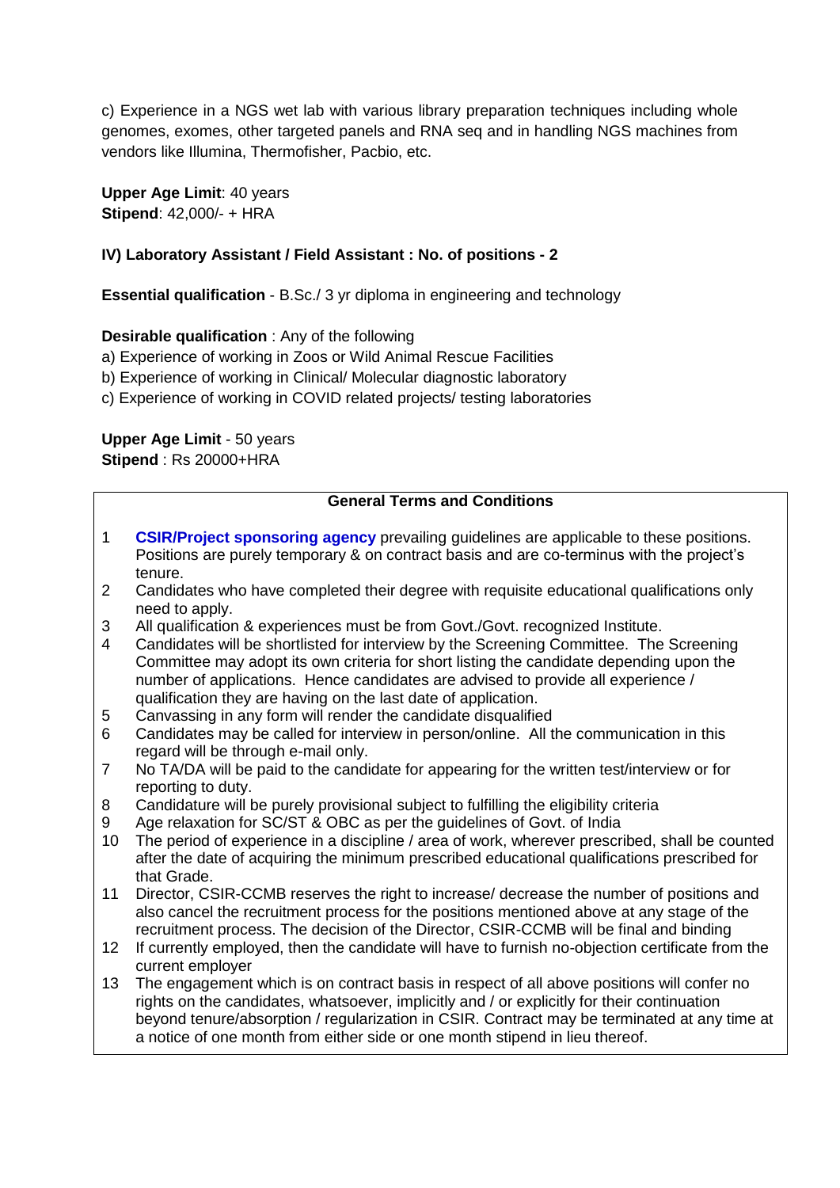c) Experience in a NGS wet lab with various library preparation techniques including whole genomes, exomes, other targeted panels and RNA seq and in handling NGS machines from vendors like Illumina, Thermofisher, Pacbio, etc.

**Upper Age Limit**: 40 years
**Stipend**: 42,000/- + HRA

**IV) Laboratory Assistant / Field Assistant : No. of positions - 2**

**Essential qualification** - B.Sc./ 3 yr diploma in engineering and technology

**Desirable qualification** : Any of the following
a) Experience of working in Zoos or Wild Animal Rescue Facilities
b) Experience of working in Clinical/ Molecular diagnostic laboratory
c) Experience of working in COVID related projects/ testing laboratories

**Upper Age Limit** - 50 years
**Stipend** : Rs 20000+HRA

**General Terms and Conditions**

1. **CSIR/Project sponsoring agency** prevailing guidelines are applicable to these positions. Positions are purely temporary & on contract basis and are co-terminus with the project's tenure.
2. Candidates who have completed their degree with requisite educational qualifications only need to apply.
3. All qualification & experiences must be from Govt./Govt. recognized Institute.
4. Candidates will be shortlisted for interview by the Screening Committee. The Screening Committee may adopt its own criteria for short listing the candidate depending upon the number of applications. Hence candidates are advised to provide all experience / qualification they are having on the last date of application.
5. Canvassing in any form will render the candidate disqualified
6. Candidates may be called for interview in person/online. All the communication in this regard will be through e-mail only.
7. No TA/DA will be paid to the candidate for appearing for the written test/interview or for reporting to duty.
8. Candidature will be purely provisional subject to fulfilling the eligibility criteria
9. Age relaxation for SC/ST & OBC as per the guidelines of Govt. of India
10. The period of experience in a discipline / area of work, wherever prescribed, shall be counted after the date of acquiring the minimum prescribed educational qualifications prescribed for that Grade.
11. Director, CSIR-CCMB reserves the right to increase/ decrease the number of positions and also cancel the recruitment process for the positions mentioned above at any stage of the recruitment process. The decision of the Director, CSIR-CCMB will be final and binding
12. If currently employed, then the candidate will have to furnish no-objection certificate from the current employer
13. The engagement which is on contract basis in respect of all above positions will confer no rights on the candidates, whatsoever, implicitly and / or explicitly for their continuation beyond tenure/absorption / regularization in CSIR. Contract may be terminated at any time at a notice of one month from either side or one month stipend in lieu thereof.